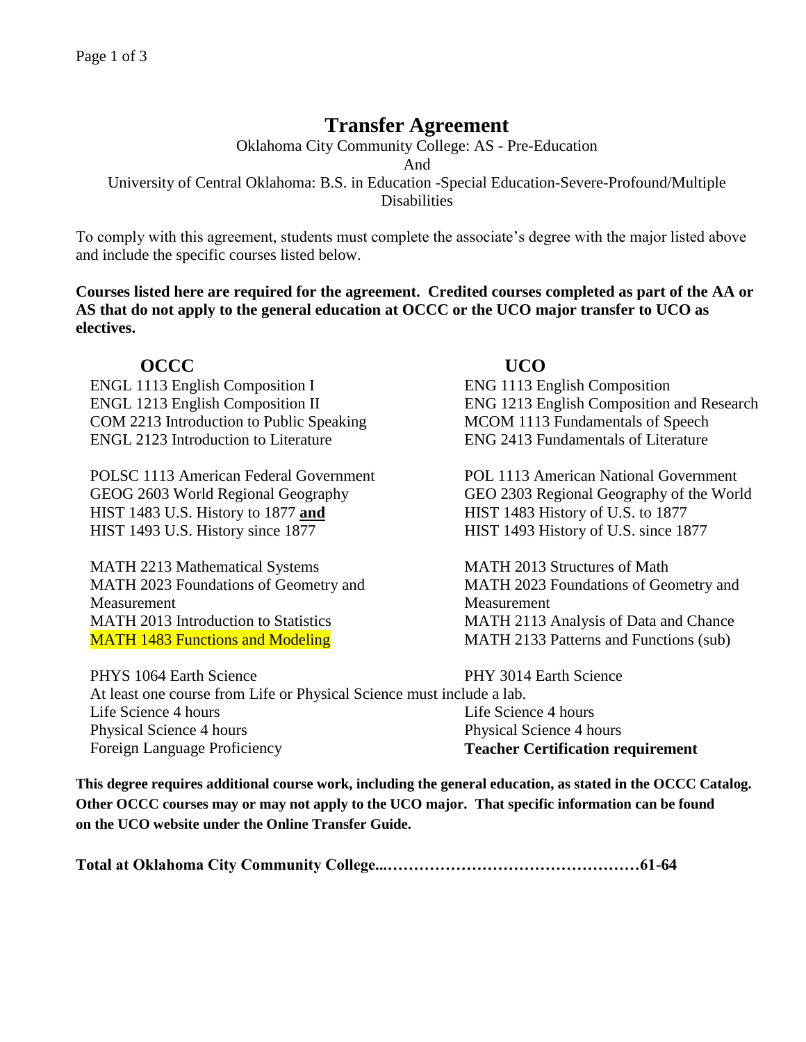# Transfer Agreement

Oklahoma City Community College: AS - Pre-Education
And
University of Central Oklahoma: B.S. in Education -Special Education-Severe-Profound/Multiple Disabilities

To comply with this agreement, students must complete the associate's degree with the major listed above and include the specific courses listed below.

**Courses listed here are required for the agreement. Credited courses completed as part of the AA or AS that do not apply to the general education at OCCC or the UCO major transfer to UCO as electives.**

| OCCC | UCO |
|---|---|
| ENGL 1113 English Composition I | ENG 1113 English Composition |
| ENGL 1213 English Composition II | ENG 1213 English Composition and Research |
| COM 2213 Introduction to Public Speaking | MCOM 1113 Fundamentals of Speech |
| ENGL 2123 Introduction to Literature | ENG 2413 Fundamentals of Literature |
| POLSC 1113 American Federal Government | POL 1113 American National Government |
| GEOG 2603 World Regional Geography | GEO 2303 Regional Geography of the World |
| HIST 1483 U.S. History to 1877 **and** | HIST 1483 History of U.S. to 1877 |
| HIST 1493 U.S. History since 1877 | HIST 1493 History of U.S. since 1877 |
| MATH 2213 Mathematical Systems | MATH 2013 Structures of Math |
| MATH 2023 Foundations of Geometry and Measurement | MATH 2023 Foundations of Geometry and Measurement |
| MATH 2013 Introduction to Statistics | MATH 2113 Analysis of Data and Chance |
| MATH 1483 Functions and Modeling | MATH 2133 Patterns and Functions (sub) |
| PHYS 1064 Earth Science | PHY 3014 Earth Science |
| At least one course from Life or Physical Science must include a lab. | |
| Life Science 4 hours | Life Science 4 hours |
| Physical Science 4 hours | Physical Science 4 hours |
| Foreign Language Proficiency | **Teacher Certification requirement** |

**This degree requires additional course work, including the general education, as stated in the OCCC Catalog. Other OCCC courses may or may not apply to the UCO major. That specific information can be found on the UCO website under the Online Transfer Guide.**

**Total at Oklahoma City Community College...……………………………………….61-64**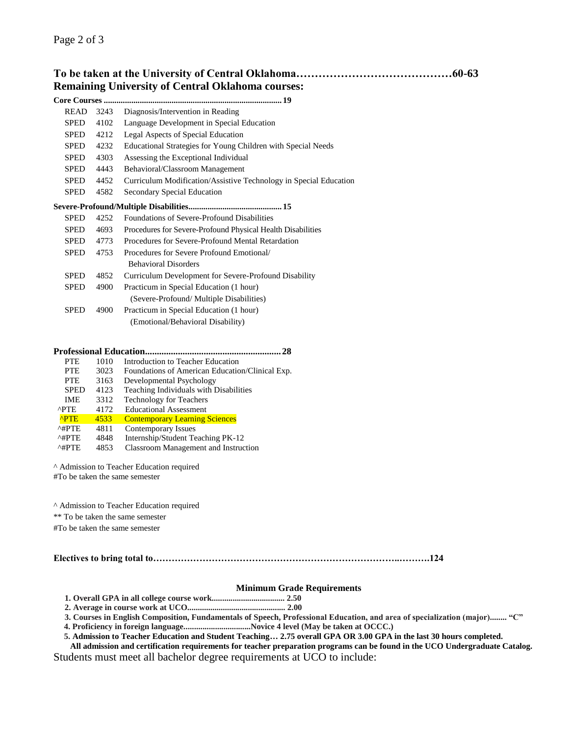## To be taken at the University of Central Oklahoma……………………………………60-63

## Remaining University of Central Oklahoma courses:

**Core Courses ................................................................................... 19**

| | | |
|---|---|---|
| READ | 3243 | Diagnosis/Intervention in Reading |
| SPED | 4102 | Language Development in Special Education |
| SPED | 4212 | Legal Aspects of Special Education |
| SPED | 4232 | Educational Strategies for Young Children with Special Needs |
| SPED | 4303 | Assessing the Exceptional Individual |
| SPED | 4443 | Behavioral/Classroom Management |
| SPED | 4452 | Curriculum Modification/Assistive Technology in Special Education |
| SPED | 4582 | Secondary Special Education |

**Severe-Profound/Multiple Disabilities........................................... 15**

| | | |
|---|---|---|
| SPED | 4252 | Foundations of Severe-Profound Disabilities |
| SPED | 4693 | Procedures for Severe-Profound Physical Health Disabilities |
| SPED | 4773 | Procedures for Severe-Profound Mental Retardation |
| SPED | 4753 | Procedures for Severe Profound Emotional/ Behavioral Disorders |
| SPED | 4852 | Curriculum Development for Severe-Profound Disability |
| SPED | 4900 | Practicum in Special Education (1 hour) (Severe-Profound/ Multiple Disabilities) |
| SPED | 4900 | Practicum in Special Education (1 hour) (Emotional/Behavioral Disability) |

**Professional Education......................................................... 28**

| | | |
|---|---|---|
| PTE | 1010 | Introduction to Teacher Education |
| PTE | 3023 | Foundations of American Education/Clinical Exp. |
| PTE | 3163 | Developmental Psychology |
| SPED | 4123 | Teaching Individuals with Disabilities |
| IME | 3312 | Technology for Teachers |
| ^PTE | 4172 | Educational Assessment |
| ^PTE | 4533 | Contemporary Learning Sciences |
| ^#PTE | 4811 | Contemporary Issues |
| ^#PTE | 4848 | Internship/Student Teaching PK-12 |
| ^#PTE | 4853 | Classroom Management and Instruction |

^ Admission to Teacher Education required
#To be taken the same semester

^ Admission to Teacher Education required
** To be taken the same semester
#To be taken the same semester

**Electives to bring total to………………………………………………………………..……….124**

### Minimum Grade Requirements

1. **Overall GPA in all college course work.................................. 2.50**
2. **Average in course work at UCO............................................ 2.00**
3. **Courses in English Composition, Fundamentals of Speech, Professional Education, and area of specialization (major)........ "C"**
4. **Proficiency in foreign language...............................Novice 4 level (May be taken at OCCC.)**
5. **Admission to Teacher Education and Student Teaching… 2.75 overall GPA OR 3.00 GPA in the last 30 hours completed.**

**All admission and certification requirements for teacher preparation programs can be found in the UCO Undergraduate Catalog.**

Students must meet all bachelor degree requirements at UCO to include: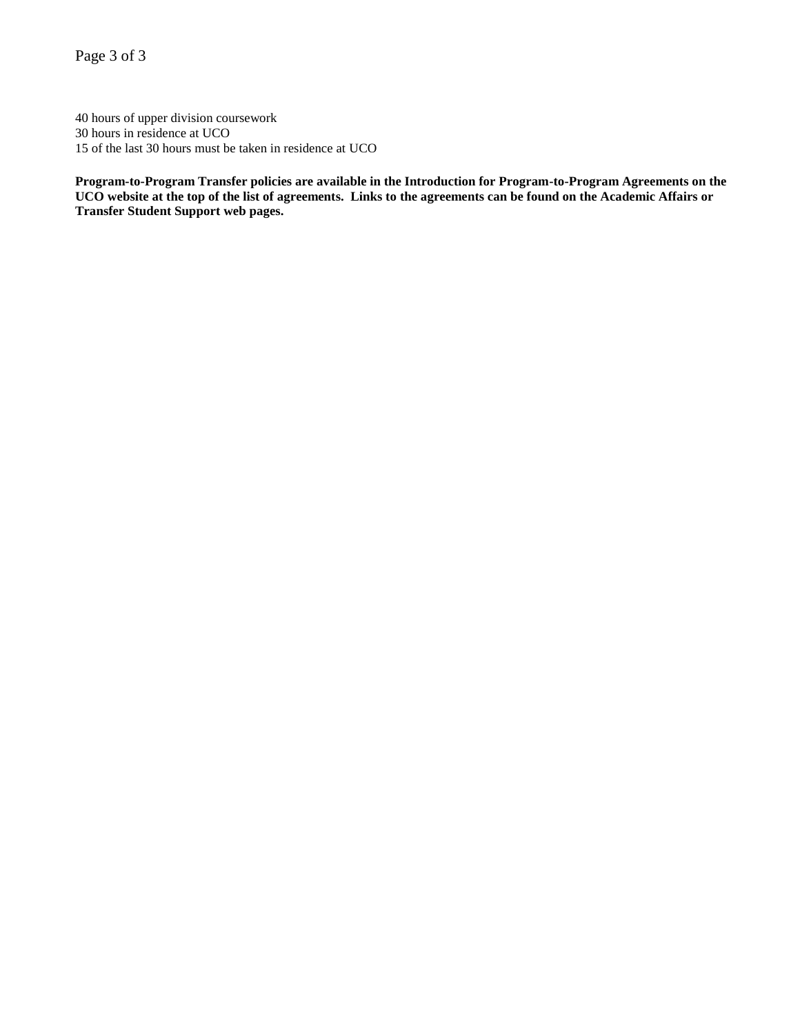40 hours of upper division coursework
30 hours in residence at UCO
15 of the last 30 hours must be taken in residence at UCO

**Program-to-Program Transfer policies are available in the Introduction for Program-to-Program Agreements on the UCO website at the top of the list of agreements. Links to the agreements can be found on the Academic Affairs or Transfer Student Support web pages.**